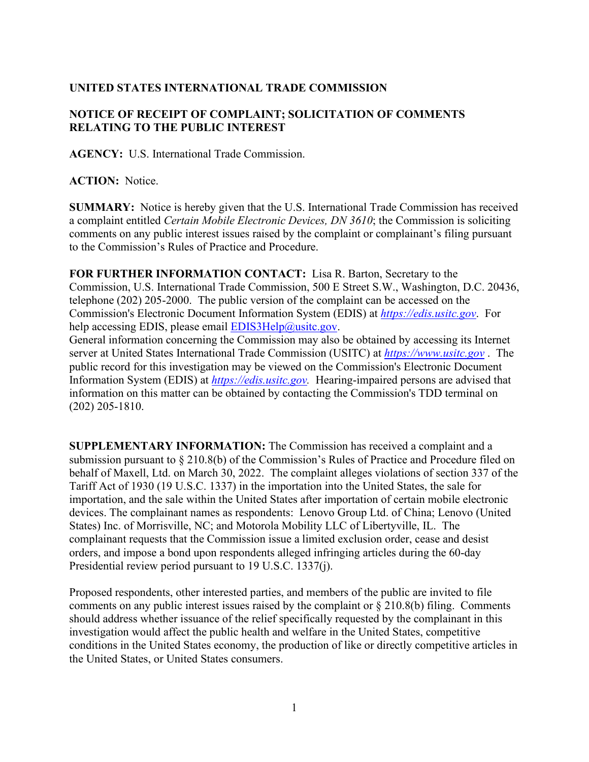**UNITED STATES INTERNATIONAL TRADE COMMISSION**

**NOTICE OF RECEIPT OF COMPLAINT; SOLICITATION OF COMMENTS RELATING TO THE PUBLIC INTEREST**

**AGENCY:** U.S. International Trade Commission.

**ACTION:** Notice.

**SUMMARY:** Notice is hereby given that the U.S. International Trade Commission has received a complaint entitled *Certain Mobile Electronic Devices, DN 3610*; the Commission is soliciting comments on any public interest issues raised by the complaint or complainant's filing pursuant to the Commission's Rules of Practice and Procedure.

**FOR FURTHER INFORMATION CONTACT:** Lisa R. Barton, Secretary to the Commission, U.S. International Trade Commission, 500 E Street S.W., Washington, D.C. 20436, telephone (202) 205-2000. The public version of the complaint can be accessed on the Commission's Electronic Document Information System (EDIS) at *https://edis.usitc.gov*. For help accessing EDIS, please email EDIS3Help@usitc.gov.
General information concerning the Commission may also be obtained by accessing its Internet server at United States International Trade Commission (USITC) at ***https://www.usitc.gov*** . The public record for this investigation may be viewed on the Commission's Electronic Document Information System (EDIS) at *https://edis.usitc.gov.* Hearing-impaired persons are advised that information on this matter can be obtained by contacting the Commission's TDD terminal on (202) 205-1810.

**SUPPLEMENTARY INFORMATION:** The Commission has received a complaint and a submission pursuant to § 210.8(b) of the Commission's Rules of Practice and Procedure filed on behalf of Maxell, Ltd. on March 30, 2022. The complaint alleges violations of section 337 of the Tariff Act of 1930 (19 U.S.C. 1337) in the importation into the United States, the sale for importation, and the sale within the United States after importation of certain mobile electronic devices. The complainant names as respondents: Lenovo Group Ltd. of China; Lenovo (United States) Inc. of Morrisville, NC; and Motorola Mobility LLC of Libertyville, IL. The complainant requests that the Commission issue a limited exclusion order, cease and desist orders, and impose a bond upon respondents alleged infringing articles during the 60-day Presidential review period pursuant to 19 U.S.C. 1337(j).

Proposed respondents, other interested parties, and members of the public are invited to file comments on any public interest issues raised by the complaint or § 210.8(b) filing. Comments should address whether issuance of the relief specifically requested by the complainant in this investigation would affect the public health and welfare in the United States, competitive conditions in the United States economy, the production of like or directly competitive articles in the United States, or United States consumers.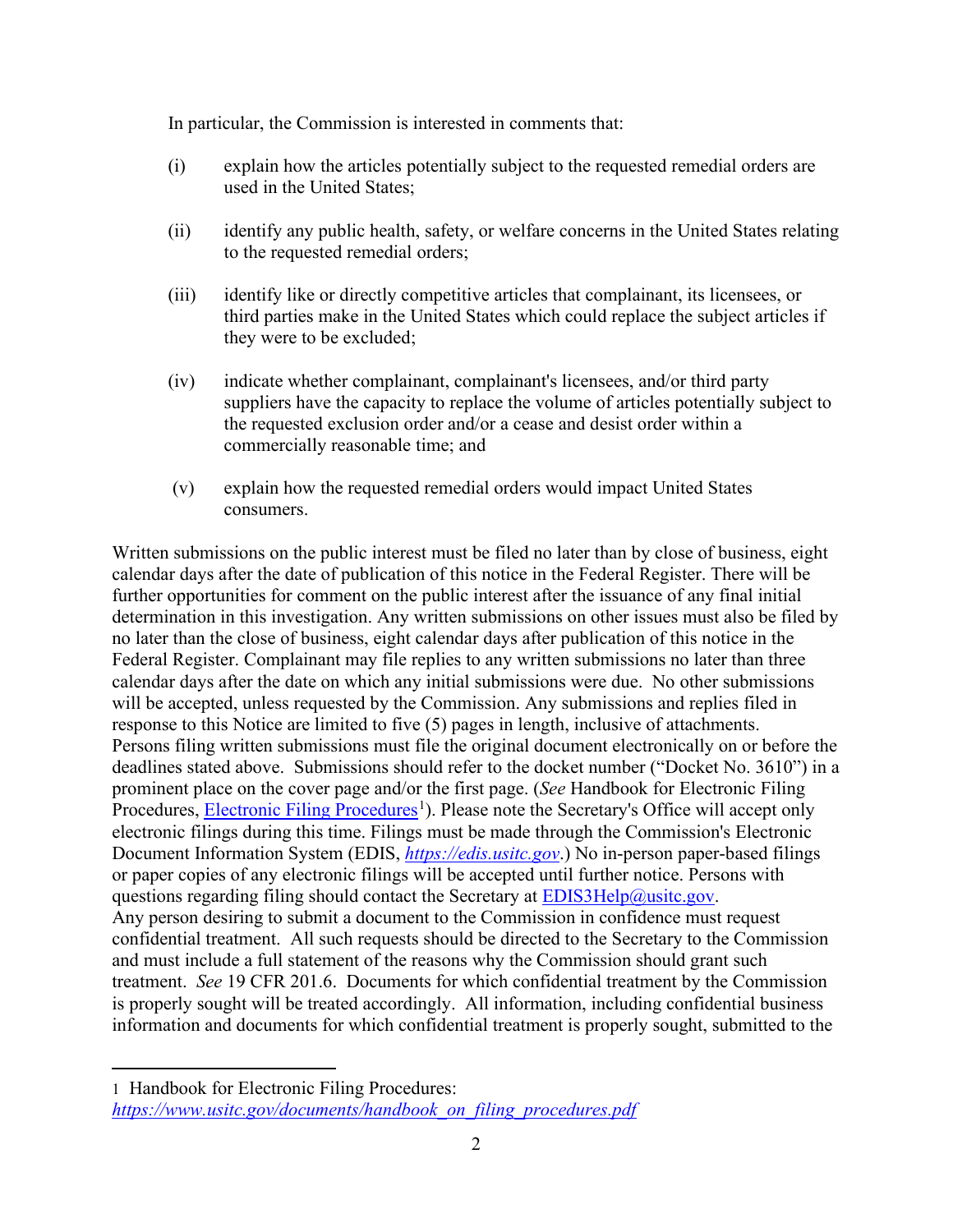In particular, the Commission is interested in comments that:

(i) explain how the articles potentially subject to the requested remedial orders are used in the United States;

(ii) identify any public health, safety, or welfare concerns in the United States relating to the requested remedial orders;

(iii) identify like or directly competitive articles that complainant, its licensees, or third parties make in the United States which could replace the subject articles if they were to be excluded;

(iv) indicate whether complainant, complainant's licensees, and/or third party suppliers have the capacity to replace the volume of articles potentially subject to the requested exclusion order and/or a cease and desist order within a commercially reasonable time; and

(v) explain how the requested remedial orders would impact United States consumers.

Written submissions on the public interest must be filed no later than by close of business, eight calendar days after the date of publication of this notice in the Federal Register. There will be further opportunities for comment on the public interest after the issuance of any final initial determination in this investigation. Any written submissions on other issues must also be filed by no later than the close of business, eight calendar days after publication of this notice in the Federal Register. Complainant may file replies to any written submissions no later than three calendar days after the date on which any initial submissions were due. No other submissions will be accepted, unless requested by the Commission. Any submissions and replies filed in response to this Notice are limited to five (5) pages in length, inclusive of attachments. Persons filing written submissions must file the original document electronically on or before the deadlines stated above. Submissions should refer to the docket number ("Docket No. 3610") in a prominent place on the cover page and/or the first page. (*See* Handbook for Electronic Filing Procedures, Electronic Filing Procedures[1]). Please note the Secretary's Office will accept only electronic filings during this time. Filings must be made through the Commission's Electronic Document Information System (EDIS, *https://edis.usitc.gov*.) No in-person paper-based filings or paper copies of any electronic filings will be accepted until further notice. Persons with questions regarding filing should contact the Secretary at EDIS3Help@usitc.gov.
Any person desiring to submit a document to the Commission in confidence must request confidential treatment. All such requests should be directed to the Secretary to the Commission and must include a full statement of the reasons why the Commission should grant such treatment. *See* 19 CFR 201.6. Documents for which confidential treatment by the Commission is properly sought will be treated accordingly. All information, including confidential business information and documents for which confidential treatment is properly sought, submitted to the

---

1 Handbook for Electronic Filing Procedures:
*https://www.usitc.gov/documents/handbook_on_filing_procedures.pdf*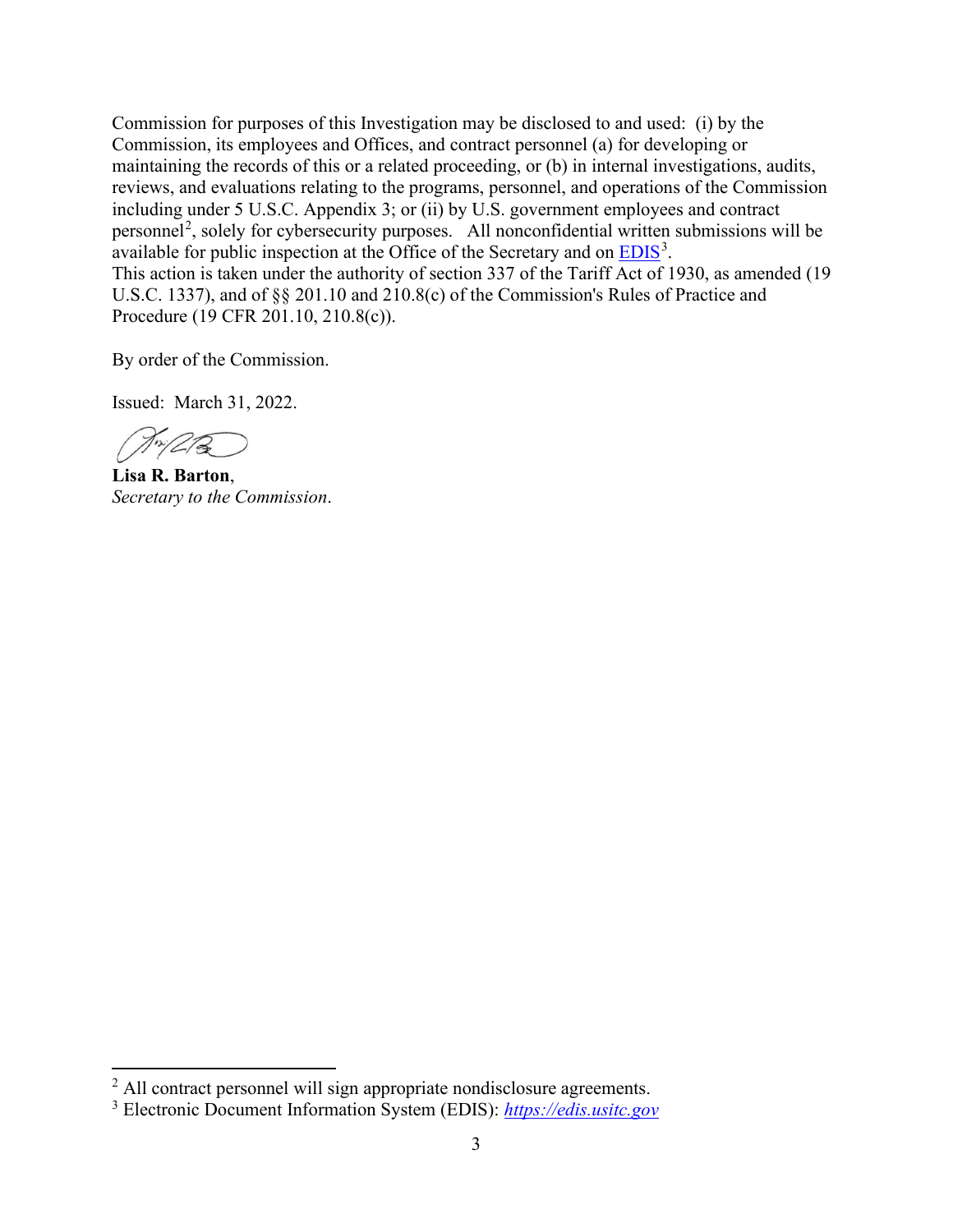Commission for purposes of this Investigation may be disclosed to and used: (i) by the Commission, its employees and Offices, and contract personnel (a) for developing or maintaining the records of this or a related proceeding, or (b) in internal investigations, audits, reviews, and evaluations relating to the programs, personnel, and operations of the Commission including under 5 U.S.C. Appendix 3; or (ii) by U.S. government employees and contract personnel[2], solely for cybersecurity purposes. All nonconfidential written submissions will be available for public inspection at the Office of the Secretary and on EDIS[3].

This action is taken under the authority of section 337 of the Tariff Act of 1930, as amended (19 U.S.C. 1337), and of §§ 201.10 and 210.8(c) of the Commission's Rules of Practice and Procedure (19 CFR 201.10, 210.8(c)).

By order of the Commission.

Issued: March 31, 2022.

**Lisa R. Barton**,
*Secretary to the Commission*.

---

[2] All contract personnel will sign appropriate nondisclosure agreements.

[3] Electronic Document Information System (EDIS): *https://edis.usitc.gov*